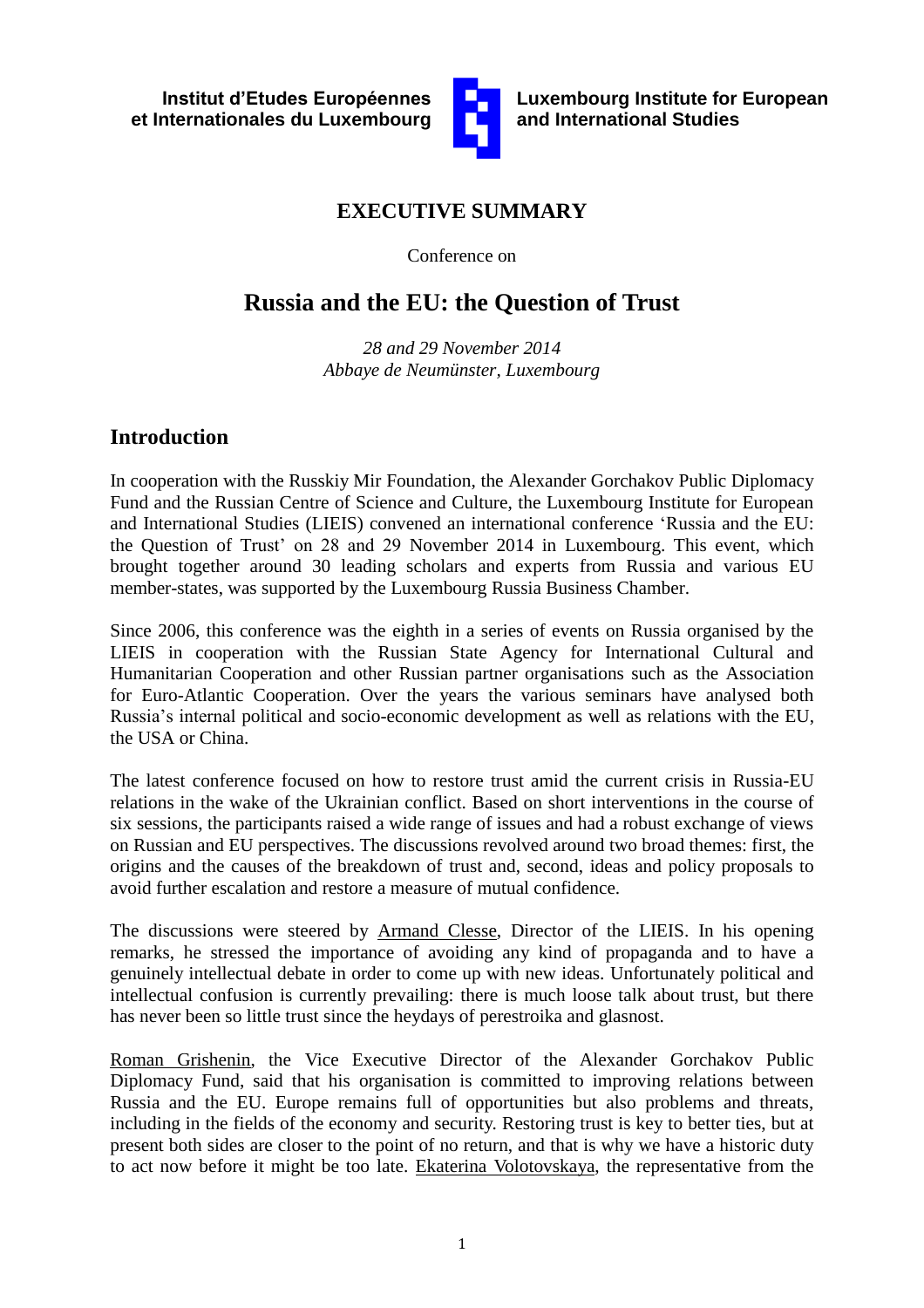**Institut d'Etudes Européennes et Internationales du Luxembourg**

**Luxembourg Institute for European and International Studies**

# EXECUTIVE SUMMARY

Conference on

# Russia and the EU: the Question of Trust

*28 and 29 November 2014*
*Abbaye de Neumünster, Luxembourg*

## Introduction

In cooperation with the Russkiy Mir Foundation, the Alexander Gorchakov Public Diplomacy Fund and the Russian Centre of Science and Culture, the Luxembourg Institute for European and International Studies (LIEIS) convened an international conference 'Russia and the EU: the Question of Trust' on 28 and 29 November 2014 in Luxembourg. This event, which brought together around 30 leading scholars and experts from Russia and various EU member-states, was supported by the Luxembourg Russia Business Chamber.

Since 2006, this conference was the eighth in a series of events on Russia organised by the LIEIS in cooperation with the Russian State Agency for International Cultural and Humanitarian Cooperation and other Russian partner organisations such as the Association for Euro-Atlantic Cooperation. Over the years the various seminars have analysed both Russia's internal political and socio-economic development as well as relations with the EU, the USA or China.

The latest conference focused on how to restore trust amid the current crisis in Russia-EU relations in the wake of the Ukrainian conflict. Based on short interventions in the course of six sessions, the participants raised a wide range of issues and had a robust exchange of views on Russian and EU perspectives. The discussions revolved around two broad themes: first, the origins and the causes of the breakdown of trust and, second, ideas and policy proposals to avoid further escalation and restore a measure of mutual confidence.

The discussions were steered by Armand Clesse, Director of the LIEIS. In his opening remarks, he stressed the importance of avoiding any kind of propaganda and to have a genuinely intellectual debate in order to come up with new ideas. Unfortunately political and intellectual confusion is currently prevailing: there is much loose talk about trust, but there has never been so little trust since the heydays of perestroika and glasnost.

Roman Grishenin, the Vice Executive Director of the Alexander Gorchakov Public Diplomacy Fund, said that his organisation is committed to improving relations between Russia and the EU. Europe remains full of opportunities but also problems and threats, including in the fields of the economy and security. Restoring trust is key to better ties, but at present both sides are closer to the point of no return, and that is why we have a historic duty to act now before it might be too late. Ekaterina Volotovskaya, the representative from the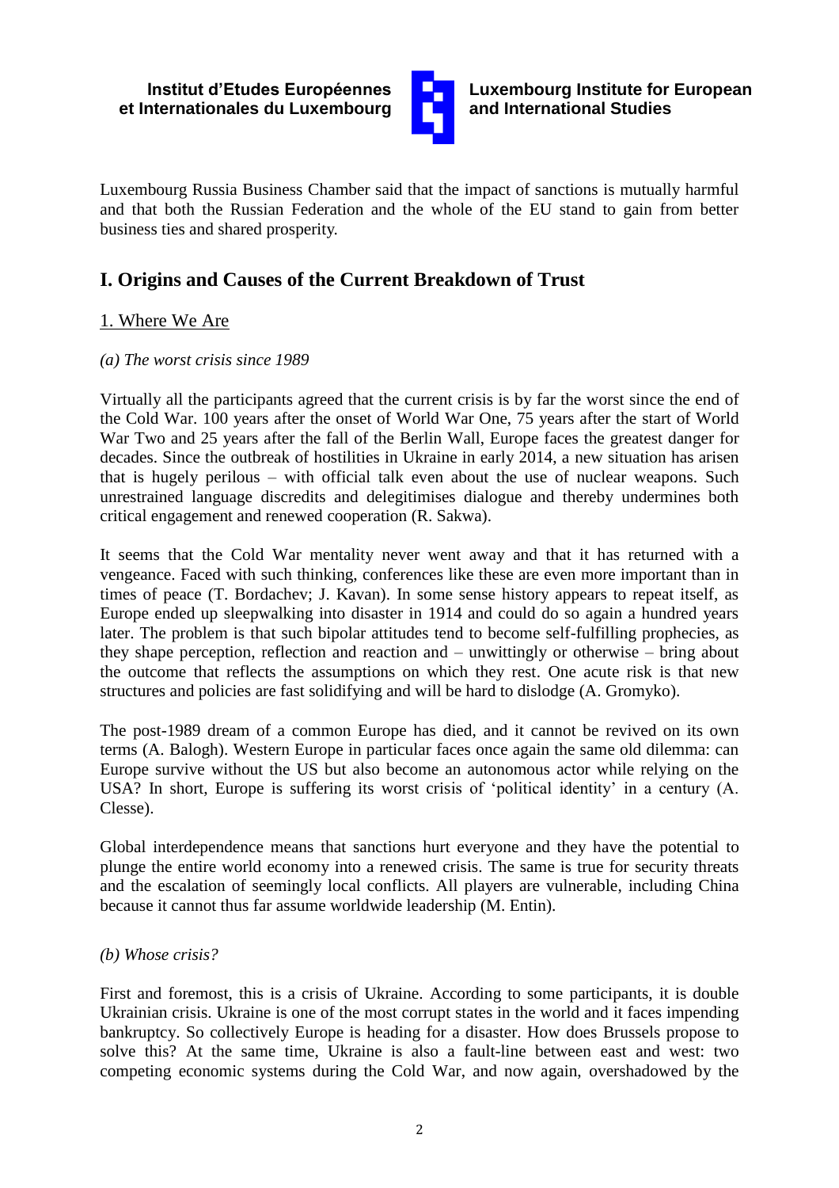Luxembourg Russia Business Chamber said that the impact of sanctions is mutually harmful and that both the Russian Federation and the whole of the EU stand to gain from better business ties and shared prosperity.

## I. Origins and Causes of the Current Breakdown of Trust

### 1. Where We Are

*(a) The worst crisis since 1989*

Virtually all the participants agreed that the current crisis is by far the worst since the end of the Cold War. 100 years after the onset of World War One, 75 years after the start of World War Two and 25 years after the fall of the Berlin Wall, Europe faces the greatest danger for decades. Since the outbreak of hostilities in Ukraine in early 2014, a new situation has arisen that is hugely perilous – with official talk even about the use of nuclear weapons. Such unrestrained language discredits and delegitimises dialogue and thereby undermines both critical engagement and renewed cooperation (R. Sakwa).

It seems that the Cold War mentality never went away and that it has returned with a vengeance. Faced with such thinking, conferences like these are even more important than in times of peace (T. Bordachev; J. Kavan). In some sense history appears to repeat itself, as Europe ended up sleepwalking into disaster in 1914 and could do so again a hundred years later. The problem is that such bipolar attitudes tend to become self-fulfilling prophecies, as they shape perception, reflection and reaction and – unwittingly or otherwise – bring about the outcome that reflects the assumptions on which they rest. One acute risk is that new structures and policies are fast solidifying and will be hard to dislodge (A. Gromyko).

The post-1989 dream of a common Europe has died, and it cannot be revived on its own terms (A. Balogh). Western Europe in particular faces once again the same old dilemma: can Europe survive without the US but also become an autonomous actor while relying on the USA? In short, Europe is suffering its worst crisis of 'political identity' in a century (A. Clesse).

Global interdependence means that sanctions hurt everyone and they have the potential to plunge the entire world economy into a renewed crisis. The same is true for security threats and the escalation of seemingly local conflicts. All players are vulnerable, including China because it cannot thus far assume worldwide leadership (M. Entin).

*(b) Whose crisis?*

First and foremost, this is a crisis of Ukraine. According to some participants, it is double Ukrainian crisis. Ukraine is one of the most corrupt states in the world and it faces impending bankruptcy. So collectively Europe is heading for a disaster. How does Brussels propose to solve this? At the same time, Ukraine is also a fault-line between east and west: two competing economic systems during the Cold War, and now again, overshadowed by the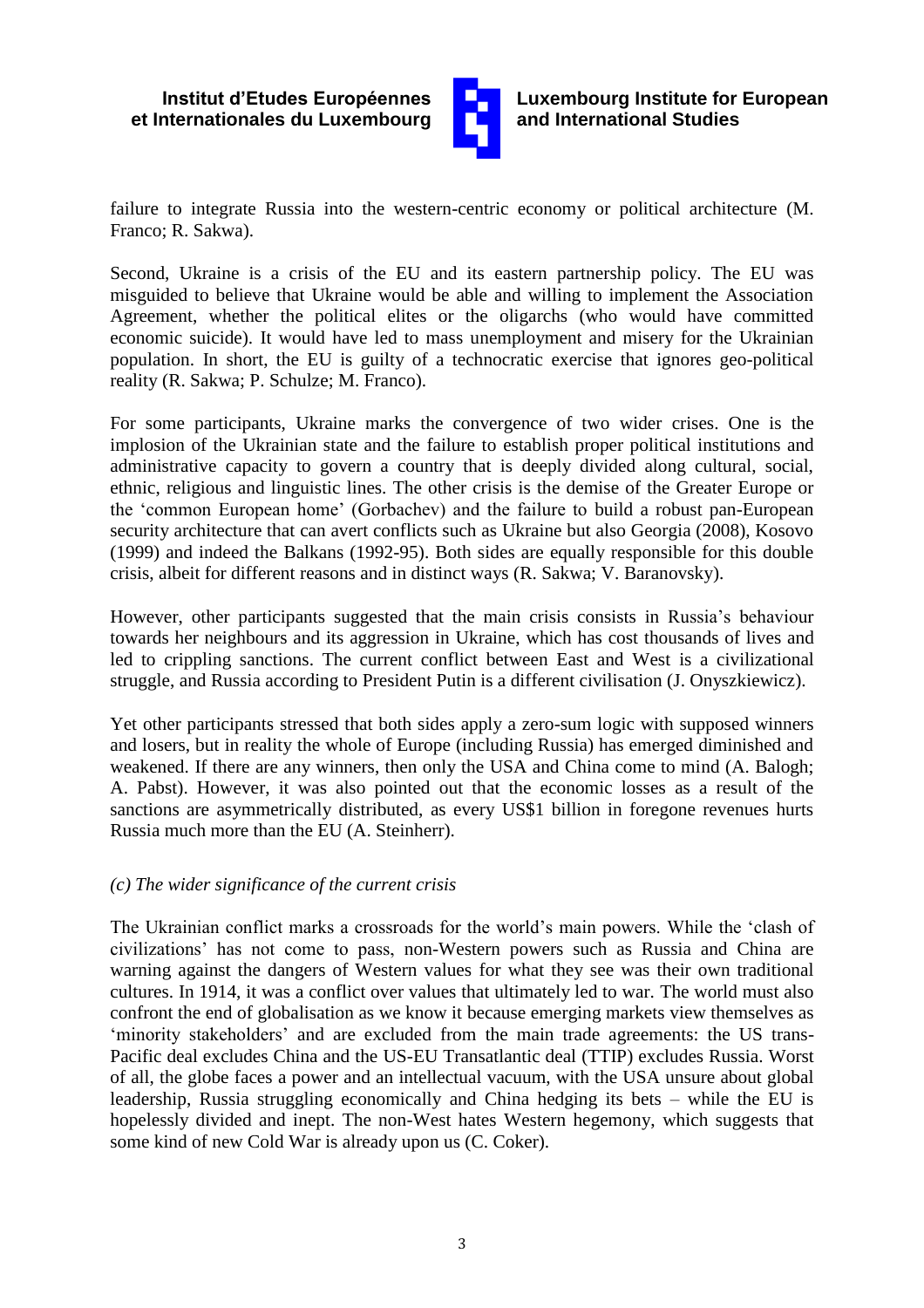failure to integrate Russia into the western-centric economy or political architecture (M. Franco; R. Sakwa).

Second, Ukraine is a crisis of the EU and its eastern partnership policy. The EU was misguided to believe that Ukraine would be able and willing to implement the Association Agreement, whether the political elites or the oligarchs (who would have committed economic suicide). It would have led to mass unemployment and misery for the Ukrainian population. In short, the EU is guilty of a technocratic exercise that ignores geo-political reality (R. Sakwa; P. Schulze; M. Franco).

For some participants, Ukraine marks the convergence of two wider crises. One is the implosion of the Ukrainian state and the failure to establish proper political institutions and administrative capacity to govern a country that is deeply divided along cultural, social, ethnic, religious and linguistic lines. The other crisis is the demise of the Greater Europe or the 'common European home' (Gorbachev) and the failure to build a robust pan-European security architecture that can avert conflicts such as Ukraine but also Georgia (2008), Kosovo (1999) and indeed the Balkans (1992-95). Both sides are equally responsible for this double crisis, albeit for different reasons and in distinct ways (R. Sakwa; V. Baranovsky).

However, other participants suggested that the main crisis consists in Russia's behaviour towards her neighbours and its aggression in Ukraine, which has cost thousands of lives and led to crippling sanctions. The current conflict between East and West is a civilizational struggle, and Russia according to President Putin is a different civilisation (J. Onyszkiewicz).

Yet other participants stressed that both sides apply a zero-sum logic with supposed winners and losers, but in reality the whole of Europe (including Russia) has emerged diminished and weakened. If there are any winners, then only the USA and China come to mind (A. Balogh; A. Pabst). However, it was also pointed out that the economic losses as a result of the sanctions are asymmetrically distributed, as every US$1 billion in foregone revenues hurts Russia much more than the EU (A. Steinherr).

### *(c) The wider significance of the current crisis*

The Ukrainian conflict marks a crossroads for the world's main powers. While the 'clash of civilizations' has not come to pass, non-Western powers such as Russia and China are warning against the dangers of Western values for what they see was their own traditional cultures. In 1914, it was a conflict over values that ultimately led to war. The world must also confront the end of globalisation as we know it because emerging markets view themselves as 'minority stakeholders' and are excluded from the main trade agreements: the US trans-Pacific deal excludes China and the US-EU Transatlantic deal (TTIP) excludes Russia. Worst of all, the globe faces a power and an intellectual vacuum, with the USA unsure about global leadership, Russia struggling economically and China hedging its bets – while the EU is hopelessly divided and inept. The non-West hates Western hegemony, which suggests that some kind of new Cold War is already upon us (C. Coker).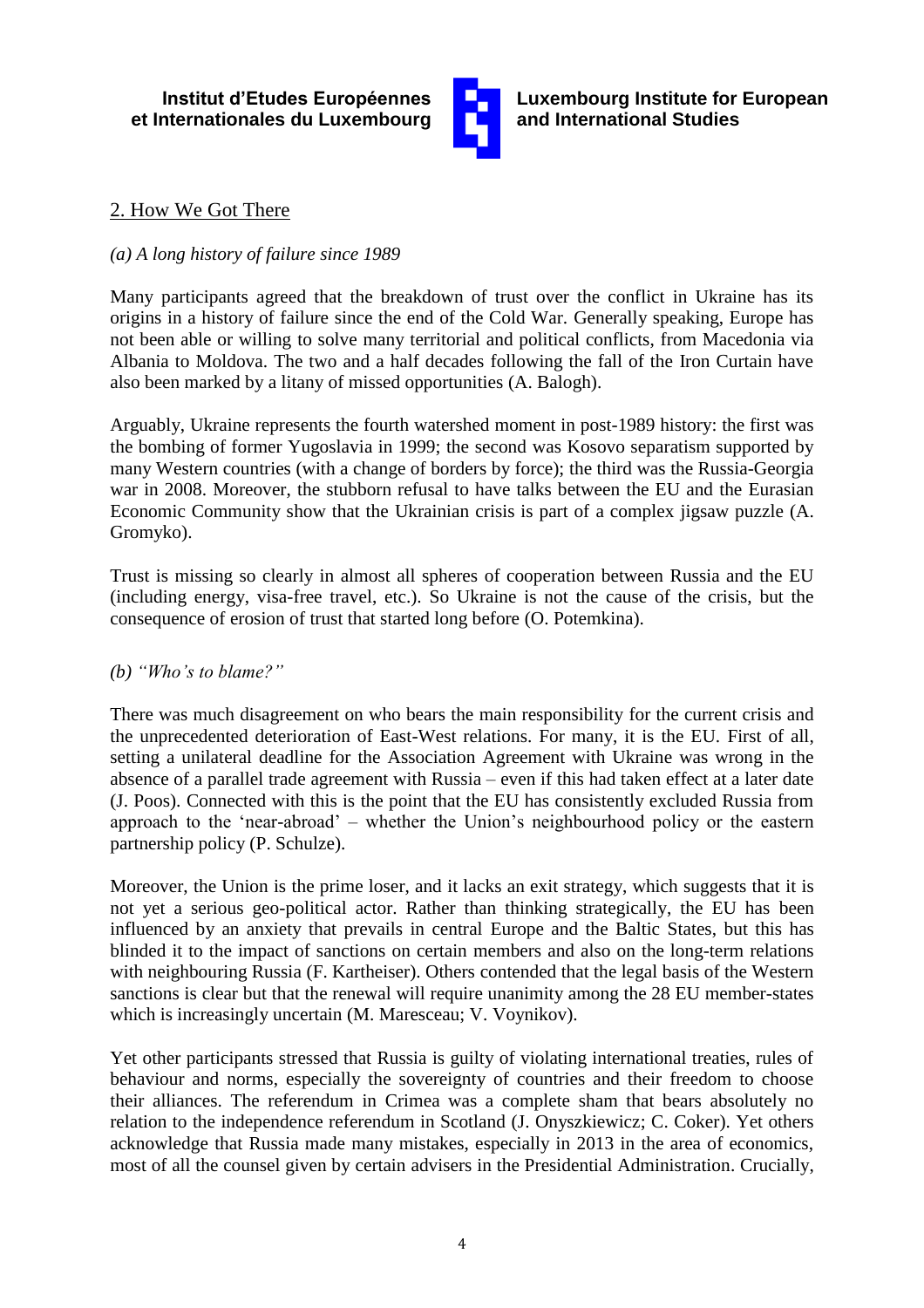## 2. How We Got There

*(a) A long history of failure since 1989*

Many participants agreed that the breakdown of trust over the conflict in Ukraine has its origins in a history of failure since the end of the Cold War. Generally speaking, Europe has not been able or willing to solve many territorial and political conflicts, from Macedonia via Albania to Moldova. The two and a half decades following the fall of the Iron Curtain have also been marked by a litany of missed opportunities (A. Balogh).

Arguably, Ukraine represents the fourth watershed moment in post-1989 history: the first was the bombing of former Yugoslavia in 1999; the second was Kosovo separatism supported by many Western countries (with a change of borders by force); the third was the Russia-Georgia war in 2008. Moreover, the stubborn refusal to have talks between the EU and the Eurasian Economic Community show that the Ukrainian crisis is part of a complex jigsaw puzzle (A. Gromyko).

Trust is missing so clearly in almost all spheres of cooperation between Russia and the EU (including energy, visa-free travel, etc.). So Ukraine is not the cause of the crisis, but the consequence of erosion of trust that started long before (O. Potemkina).

*(b) "Who's to blame?"*

There was much disagreement on who bears the main responsibility for the current crisis and the unprecedented deterioration of East-West relations. For many, it is the EU. First of all, setting a unilateral deadline for the Association Agreement with Ukraine was wrong in the absence of a parallel trade agreement with Russia – even if this had taken effect at a later date (J. Poos). Connected with this is the point that the EU has consistently excluded Russia from approach to the 'near-abroad' – whether the Union's neighbourhood policy or the eastern partnership policy (P. Schulze).

Moreover, the Union is the prime loser, and it lacks an exit strategy, which suggests that it is not yet a serious geo-political actor. Rather than thinking strategically, the EU has been influenced by an anxiety that prevails in central Europe and the Baltic States, but this has blinded it to the impact of sanctions on certain members and also on the long-term relations with neighbouring Russia (F. Kartheiser). Others contended that the legal basis of the Western sanctions is clear but that the renewal will require unanimity among the 28 EU member-states which is increasingly uncertain (M. Maresceau; V. Voynikov).

Yet other participants stressed that Russia is guilty of violating international treaties, rules of behaviour and norms, especially the sovereignty of countries and their freedom to choose their alliances. The referendum in Crimea was a complete sham that bears absolutely no relation to the independence referendum in Scotland (J. Onyszkiewicz; C. Coker). Yet others acknowledge that Russia made many mistakes, especially in 2013 in the area of economics, most of all the counsel given by certain advisers in the Presidential Administration. Crucially,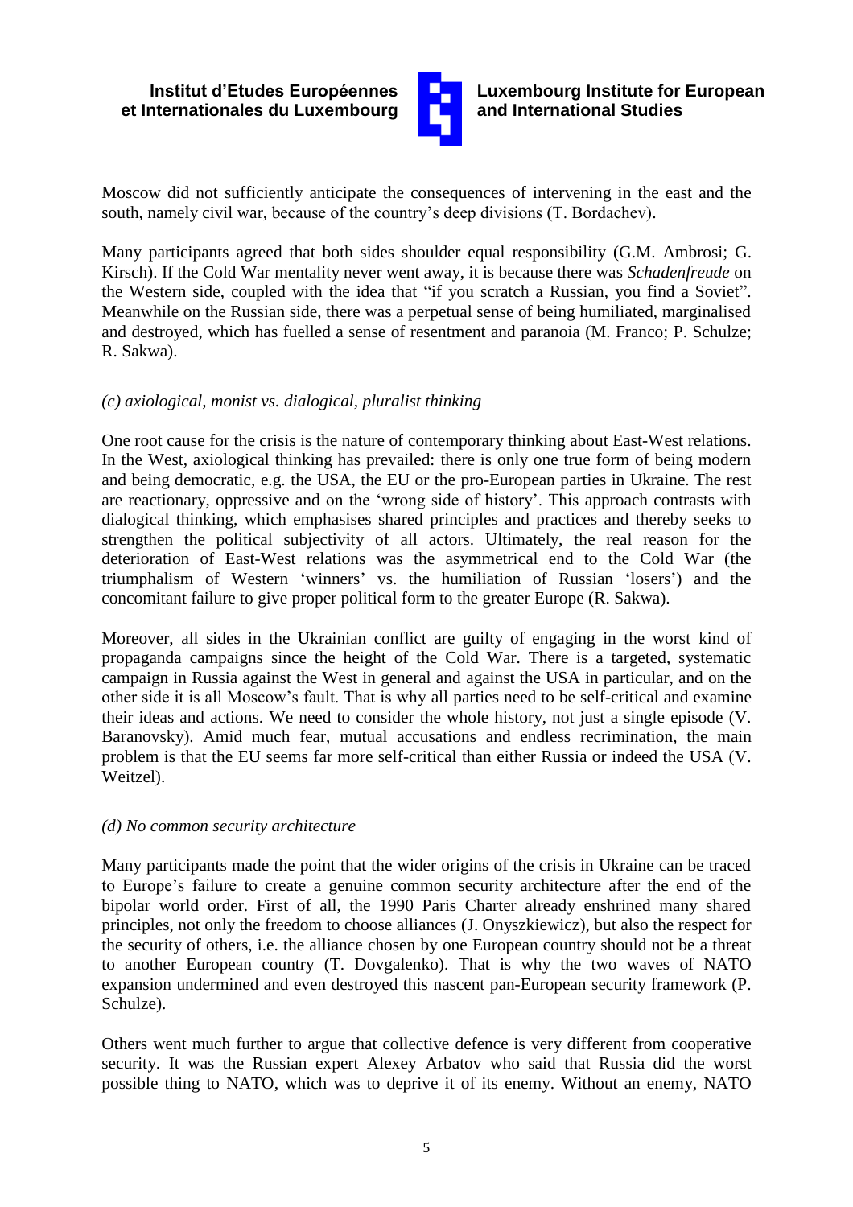Moscow did not sufficiently anticipate the consequences of intervening in the east and the south, namely civil war, because of the country's deep divisions (T. Bordachev).

Many participants agreed that both sides shoulder equal responsibility (G.M. Ambrosi; G. Kirsch). If the Cold War mentality never went away, it is because there was *Schadenfreude* on the Western side, coupled with the idea that "if you scratch a Russian, you find a Soviet". Meanwhile on the Russian side, there was a perpetual sense of being humiliated, marginalised and destroyed, which has fuelled a sense of resentment and paranoia (M. Franco; P. Schulze; R. Sakwa).

*(c) axiological, monist vs. dialogical, pluralist thinking*

One root cause for the crisis is the nature of contemporary thinking about East-West relations. In the West, axiological thinking has prevailed: there is only one true form of being modern and being democratic, e.g. the USA, the EU or the pro-European parties in Ukraine. The rest are reactionary, oppressive and on the 'wrong side of history'. This approach contrasts with dialogical thinking, which emphasises shared principles and practices and thereby seeks to strengthen the political subjectivity of all actors. Ultimately, the real reason for the deterioration of East-West relations was the asymmetrical end to the Cold War (the triumphalism of Western 'winners' vs. the humiliation of Russian 'losers') and the concomitant failure to give proper political form to the greater Europe (R. Sakwa).

Moreover, all sides in the Ukrainian conflict are guilty of engaging in the worst kind of propaganda campaigns since the height of the Cold War. There is a targeted, systematic campaign in Russia against the West in general and against the USA in particular, and on the other side it is all Moscow's fault. That is why all parties need to be self-critical and examine their ideas and actions. We need to consider the whole history, not just a single episode (V. Baranovsky). Amid much fear, mutual accusations and endless recrimination, the main problem is that the EU seems far more self-critical than either Russia or indeed the USA (V. Weitzel).

*(d) No common security architecture*

Many participants made the point that the wider origins of the crisis in Ukraine can be traced to Europe's failure to create a genuine common security architecture after the end of the bipolar world order. First of all, the 1990 Paris Charter already enshrined many shared principles, not only the freedom to choose alliances (J. Onyszkiewicz), but also the respect for the security of others, i.e. the alliance chosen by one European country should not be a threat to another European country (T. Dovgalenko). That is why the two waves of NATO expansion undermined and even destroyed this nascent pan-European security framework (P. Schulze).

Others went much further to argue that collective defence is very different from cooperative security. It was the Russian expert Alexey Arbatov who said that Russia did the worst possible thing to NATO, which was to deprive it of its enemy. Without an enemy, NATO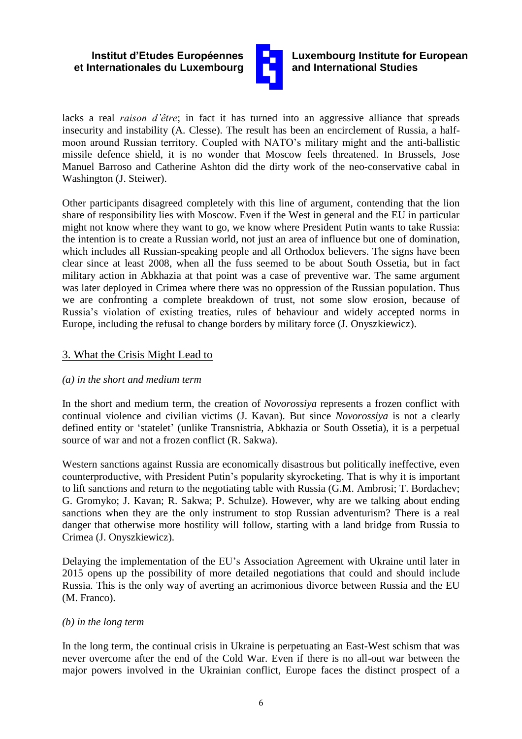lacks a real *raison d'être*; in fact it has turned into an aggressive alliance that spreads insecurity and instability (A. Clesse). The result has been an encirclement of Russia, a half-moon around Russian territory. Coupled with NATO's military might and the anti-ballistic missile defence shield, it is no wonder that Moscow feels threatened. In Brussels, Jose Manuel Barroso and Catherine Ashton did the dirty work of the neo-conservative cabal in Washington (J. Steiwer).

Other participants disagreed completely with this line of argument, contending that the lion share of responsibility lies with Moscow. Even if the West in general and the EU in particular might not know where they want to go, we know where President Putin wants to take Russia: the intention is to create a Russian world, not just an area of influence but one of domination, which includes all Russian-speaking people and all Orthodox believers. The signs have been clear since at least 2008, when all the fuss seemed to be about South Ossetia, but in fact military action in Abkhazia at that point was a case of preventive war. The same argument was later deployed in Crimea where there was no oppression of the Russian population. Thus we are confronting a complete breakdown of trust, not some slow erosion, because of Russia's violation of existing treaties, rules of behaviour and widely accepted norms in Europe, including the refusal to change borders by military force (J. Onyszkiewicz).

## 3. What the Crisis Might Lead to

### *(a) in the short and medium term*

In the short and medium term, the creation of *Novorossiya* represents a frozen conflict with continual violence and civilian victims (J. Kavan). But since *Novorossiya* is not a clearly defined entity or 'statelet' (unlike Transnistria, Abkhazia or South Ossetia), it is a perpetual source of war and not a frozen conflict (R. Sakwa).

Western sanctions against Russia are economically disastrous but politically ineffective, even counterproductive, with President Putin's popularity skyrocketing. That is why it is important to lift sanctions and return to the negotiating table with Russia (G.M. Ambrosi; T. Bordachev; G. Gromyko; J. Kavan; R. Sakwa; P. Schulze). However, why are we talking about ending sanctions when they are the only instrument to stop Russian adventurism? There is a real danger that otherwise more hostility will follow, starting with a land bridge from Russia to Crimea (J. Onyszkiewicz).

Delaying the implementation of the EU's Association Agreement with Ukraine until later in 2015 opens up the possibility of more detailed negotiations that could and should include Russia. This is the only way of averting an acrimonious divorce between Russia and the EU (M. Franco).

### *(b) in the long term*

In the long term, the continual crisis in Ukraine is perpetuating an East-West schism that was never overcome after the end of the Cold War. Even if there is no all-out war between the major powers involved in the Ukrainian conflict, Europe faces the distinct prospect of a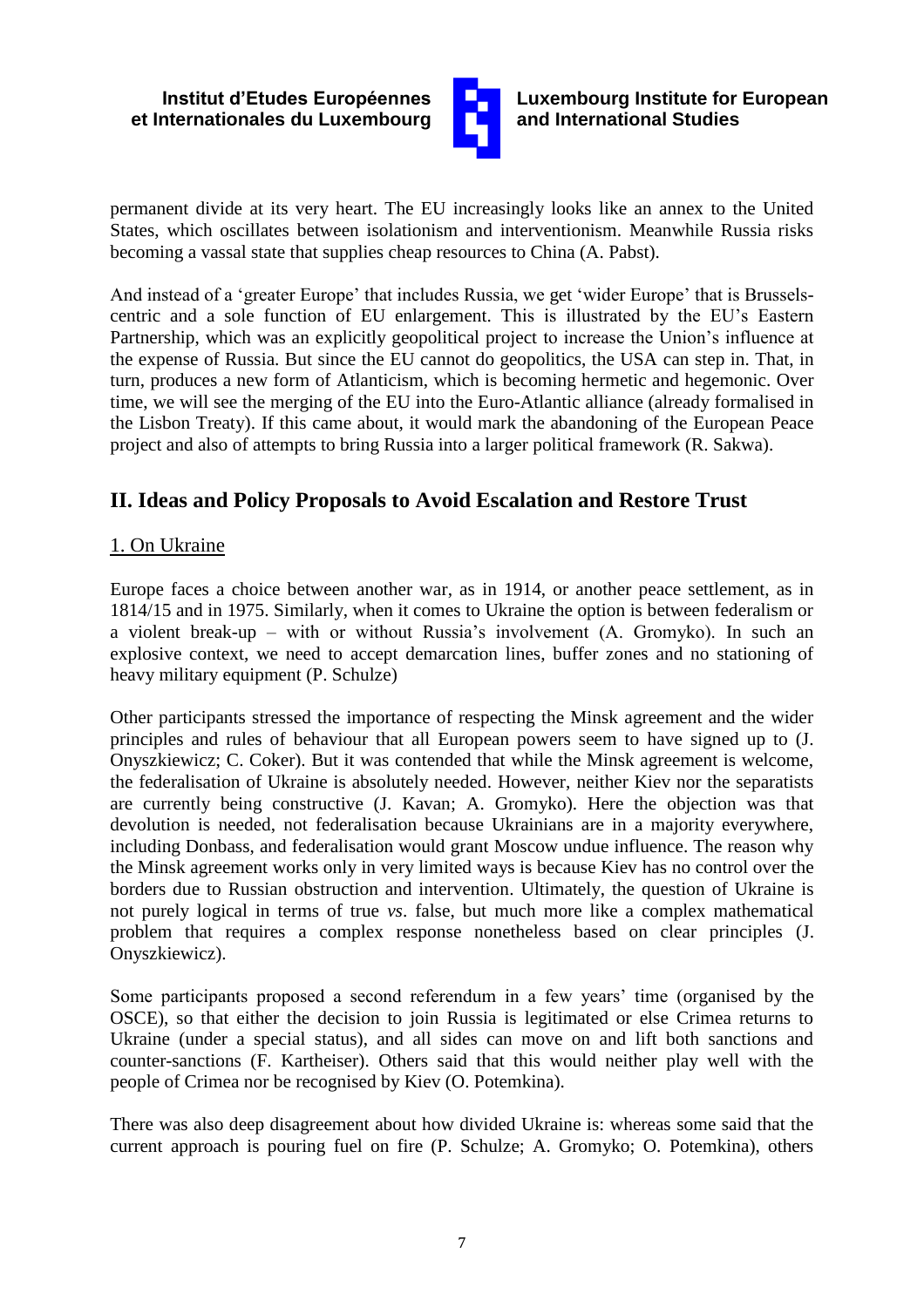permanent divide at its very heart. The EU increasingly looks like an annex to the United States, which oscillates between isolationism and interventionism. Meanwhile Russia risks becoming a vassal state that supplies cheap resources to China (A. Pabst).

And instead of a 'greater Europe' that includes Russia, we get 'wider Europe' that is Brussels-centric and a sole function of EU enlargement. This is illustrated by the EU's Eastern Partnership, which was an explicitly geopolitical project to increase the Union's influence at the expense of Russia. But since the EU cannot do geopolitics, the USA can step in. That, in turn, produces a new form of Atlanticism, which is becoming hermetic and hegemonic. Over time, we will see the merging of the EU into the Euro-Atlantic alliance (already formalised in the Lisbon Treaty). If this came about, it would mark the abandoning of the European Peace project and also of attempts to bring Russia into a larger political framework (R. Sakwa).

## II. Ideas and Policy Proposals to Avoid Escalation and Restore Trust

### 1. On Ukraine

Europe faces a choice between another war, as in 1914, or another peace settlement, as in 1814/15 and in 1975. Similarly, when it comes to Ukraine the option is between federalism or a violent break-up – with or without Russia's involvement (A. Gromyko). In such an explosive context, we need to accept demarcation lines, buffer zones and no stationing of heavy military equipment (P. Schulze)

Other participants stressed the importance of respecting the Minsk agreement and the wider principles and rules of behaviour that all European powers seem to have signed up to (J. Onyszkiewicz; C. Coker). But it was contended that while the Minsk agreement is welcome, the federalisation of Ukraine is absolutely needed. However, neither Kiev nor the separatists are currently being constructive (J. Kavan; A. Gromyko). Here the objection was that devolution is needed, not federalisation because Ukrainians are in a majority everywhere, including Donbass, and federalisation would grant Moscow undue influence. The reason why the Minsk agreement works only in very limited ways is because Kiev has no control over the borders due to Russian obstruction and intervention. Ultimately, the question of Ukraine is not purely logical in terms of true *vs*. false, but much more like a complex mathematical problem that requires a complex response nonetheless based on clear principles (J. Onyszkiewicz).

Some participants proposed a second referendum in a few years' time (organised by the OSCE), so that either the decision to join Russia is legitimated or else Crimea returns to Ukraine (under a special status), and all sides can move on and lift both sanctions and counter-sanctions (F. Kartheiser). Others said that this would neither play well with the people of Crimea nor be recognised by Kiev (O. Potemkina).

There was also deep disagreement about how divided Ukraine is: whereas some said that the current approach is pouring fuel on fire (P. Schulze; A. Gromyko; O. Potemkina), others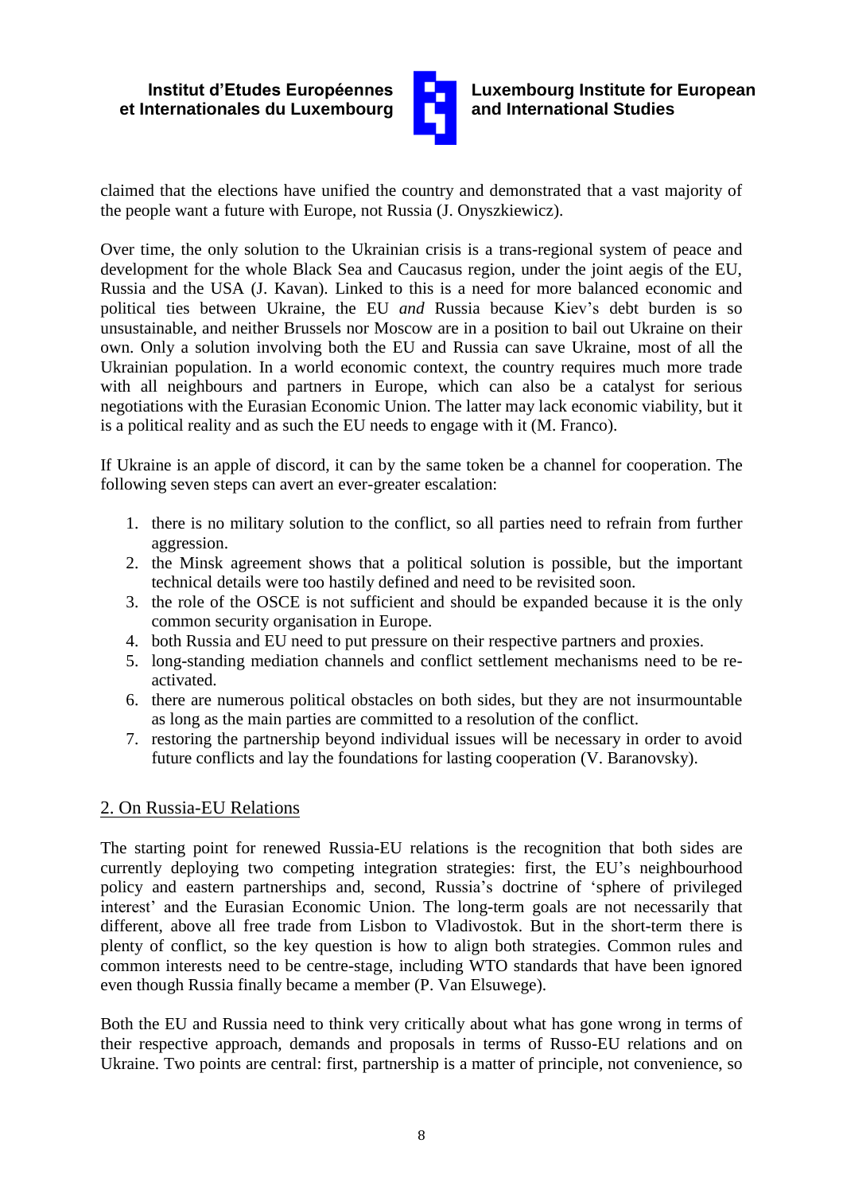claimed that the elections have unified the country and demonstrated that a vast majority of the people want a future with Europe, not Russia (J. Onyszkiewicz).

Over time, the only solution to the Ukrainian crisis is a trans-regional system of peace and development for the whole Black Sea and Caucasus region, under the joint aegis of the EU, Russia and the USA (J. Kavan). Linked to this is a need for more balanced economic and political ties between Ukraine, the EU *and* Russia because Kiev's debt burden is so unsustainable, and neither Brussels nor Moscow are in a position to bail out Ukraine on their own. Only a solution involving both the EU and Russia can save Ukraine, most of all the Ukrainian population. In a world economic context, the country requires much more trade with all neighbours and partners in Europe, which can also be a catalyst for serious negotiations with the Eurasian Economic Union. The latter may lack economic viability, but it is a political reality and as such the EU needs to engage with it (M. Franco).

If Ukraine is an apple of discord, it can by the same token be a channel for cooperation. The following seven steps can avert an ever-greater escalation:

1. there is no military solution to the conflict, so all parties need to refrain from further aggression.
2. the Minsk agreement shows that a political solution is possible, but the important technical details were too hastily defined and need to be revisited soon.
3. the role of the OSCE is not sufficient and should be expanded because it is the only common security organisation in Europe.
4. both Russia and EU need to put pressure on their respective partners and proxies.
5. long-standing mediation channels and conflict settlement mechanisms need to be re-activated.
6. there are numerous political obstacles on both sides, but they are not insurmountable as long as the main parties are committed to a resolution of the conflict.
7. restoring the partnership beyond individual issues will be necessary in order to avoid future conflicts and lay the foundations for lasting cooperation (V. Baranovsky).

## 2. On Russia-EU Relations

The starting point for renewed Russia-EU relations is the recognition that both sides are currently deploying two competing integration strategies: first, the EU's neighbourhood policy and eastern partnerships and, second, Russia's doctrine of 'sphere of privileged interest' and the Eurasian Economic Union. The long-term goals are not necessarily that different, above all free trade from Lisbon to Vladivostok. But in the short-term there is plenty of conflict, so the key question is how to align both strategies. Common rules and common interests need to be centre-stage, including WTO standards that have been ignored even though Russia finally became a member (P. Van Elsuwege).

Both the EU and Russia need to think very critically about what has gone wrong in terms of their respective approach, demands and proposals in terms of Russo-EU relations and on Ukraine. Two points are central: first, partnership is a matter of principle, not convenience, so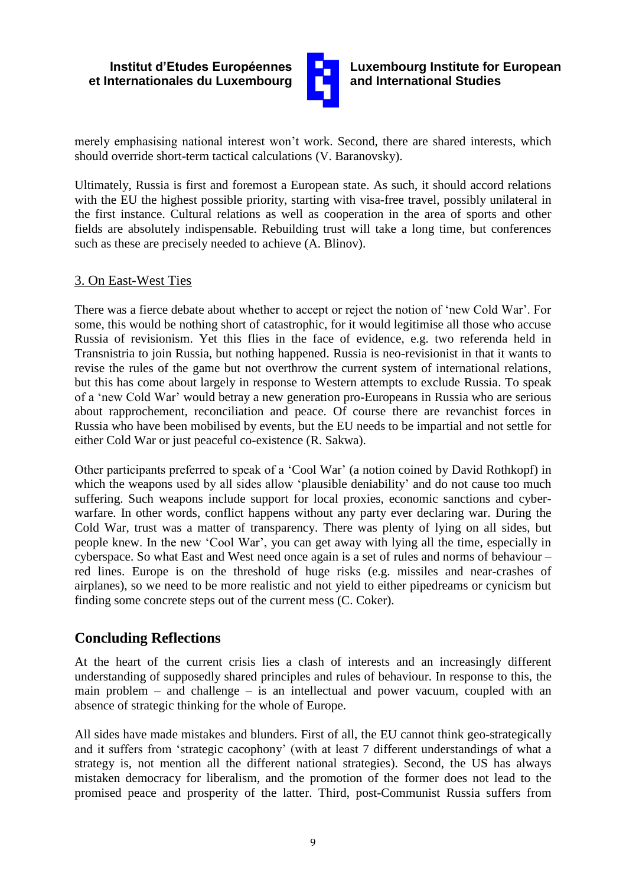merely emphasising national interest won't work. Second, there are shared interests, which should override short-term tactical calculations (V. Baranovsky).

Ultimately, Russia is first and foremost a European state. As such, it should accord relations with the EU the highest possible priority, starting with visa-free travel, possibly unilateral in the first instance. Cultural relations as well as cooperation in the area of sports and other fields are absolutely indispensable. Rebuilding trust will take a long time, but conferences such as these are precisely needed to achieve (A. Blinov).

### 3. On East-West Ties

There was a fierce debate about whether to accept or reject the notion of 'new Cold War'. For some, this would be nothing short of catastrophic, for it would legitimise all those who accuse Russia of revisionism. Yet this flies in the face of evidence, e.g. two referenda held in Transnistria to join Russia, but nothing happened. Russia is neo-revisionist in that it wants to revise the rules of the game but not overthrow the current system of international relations, but this has come about largely in response to Western attempts to exclude Russia. To speak of a 'new Cold War' would betray a new generation pro-Europeans in Russia who are serious about rapprochement, reconciliation and peace. Of course there are revanchist forces in Russia who have been mobilised by events, but the EU needs to be impartial and not settle for either Cold War or just peaceful co-existence (R. Sakwa).

Other participants preferred to speak of a 'Cool War' (a notion coined by David Rothkopf) in which the weapons used by all sides allow 'plausible deniability' and do not cause too much suffering. Such weapons include support for local proxies, economic sanctions and cyber-warfare. In other words, conflict happens without any party ever declaring war. During the Cold War, trust was a matter of transparency. There was plenty of lying on all sides, but people knew. In the new 'Cool War', you can get away with lying all the time, especially in cyberspace. So what East and West need once again is a set of rules and norms of behaviour – red lines. Europe is on the threshold of huge risks (e.g. missiles and near-crashes of airplanes), so we need to be more realistic and not yield to either pipedreams or cynicism but finding some concrete steps out of the current mess (C. Coker).

## Concluding Reflections

At the heart of the current crisis lies a clash of interests and an increasingly different understanding of supposedly shared principles and rules of behaviour. In response to this, the main problem – and challenge – is an intellectual and power vacuum, coupled with an absence of strategic thinking for the whole of Europe.

All sides have made mistakes and blunders. First of all, the EU cannot think geo-strategically and it suffers from 'strategic cacophony' (with at least 7 different understandings of what a strategy is, not mention all the different national strategies). Second, the US has always mistaken democracy for liberalism, and the promotion of the former does not lead to the promised peace and prosperity of the latter. Third, post-Communist Russia suffers from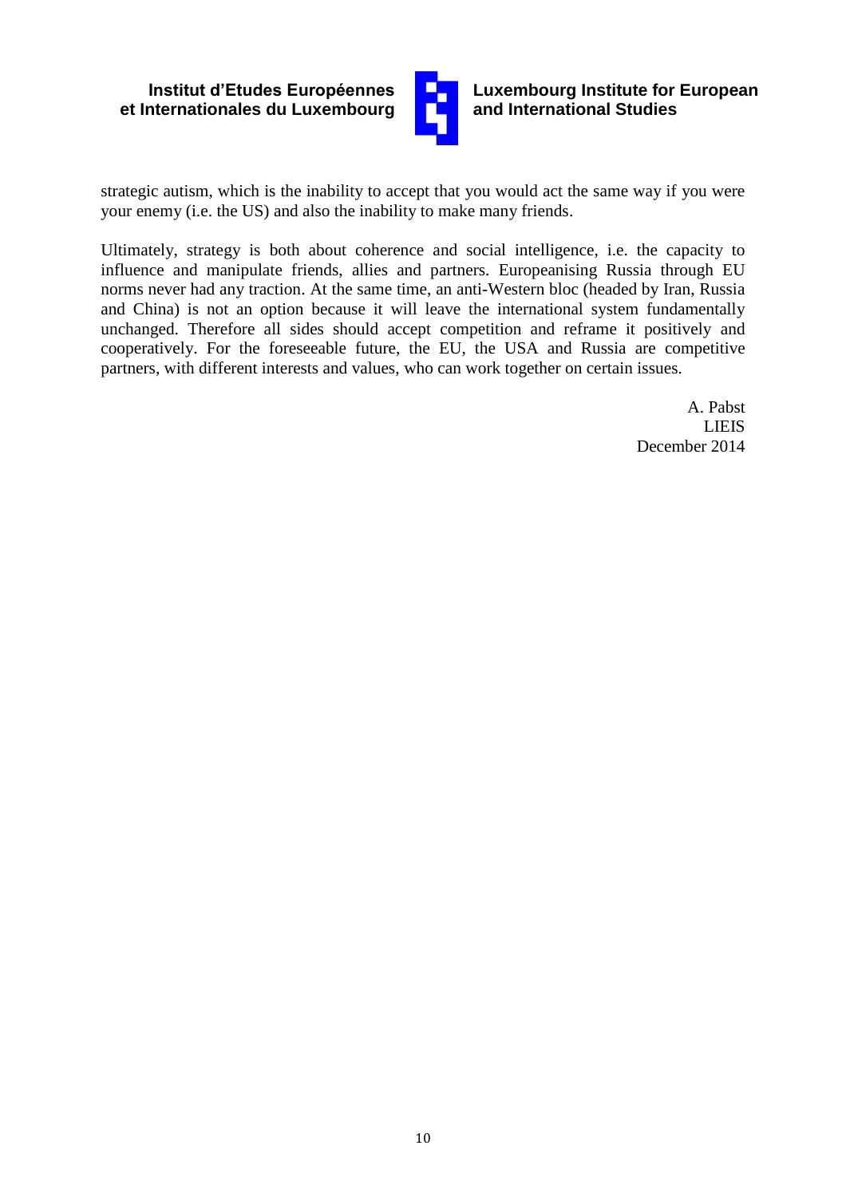strategic autism, which is the inability to accept that you would act the same way if you were your enemy (i.e. the US) and also the inability to make many friends.

Ultimately, strategy is both about coherence and social intelligence, i.e. the capacity to influence and manipulate friends, allies and partners. Europeanising Russia through EU norms never had any traction. At the same time, an anti-Western bloc (headed by Iran, Russia and China) is not an option because it will leave the international system fundamentally unchanged. Therefore all sides should accept competition and reframe it positively and cooperatively. For the foreseeable future, the EU, the USA and Russia are competitive partners, with different interests and values, who can work together on certain issues.

A. Pabst
LIEIS
December 2014